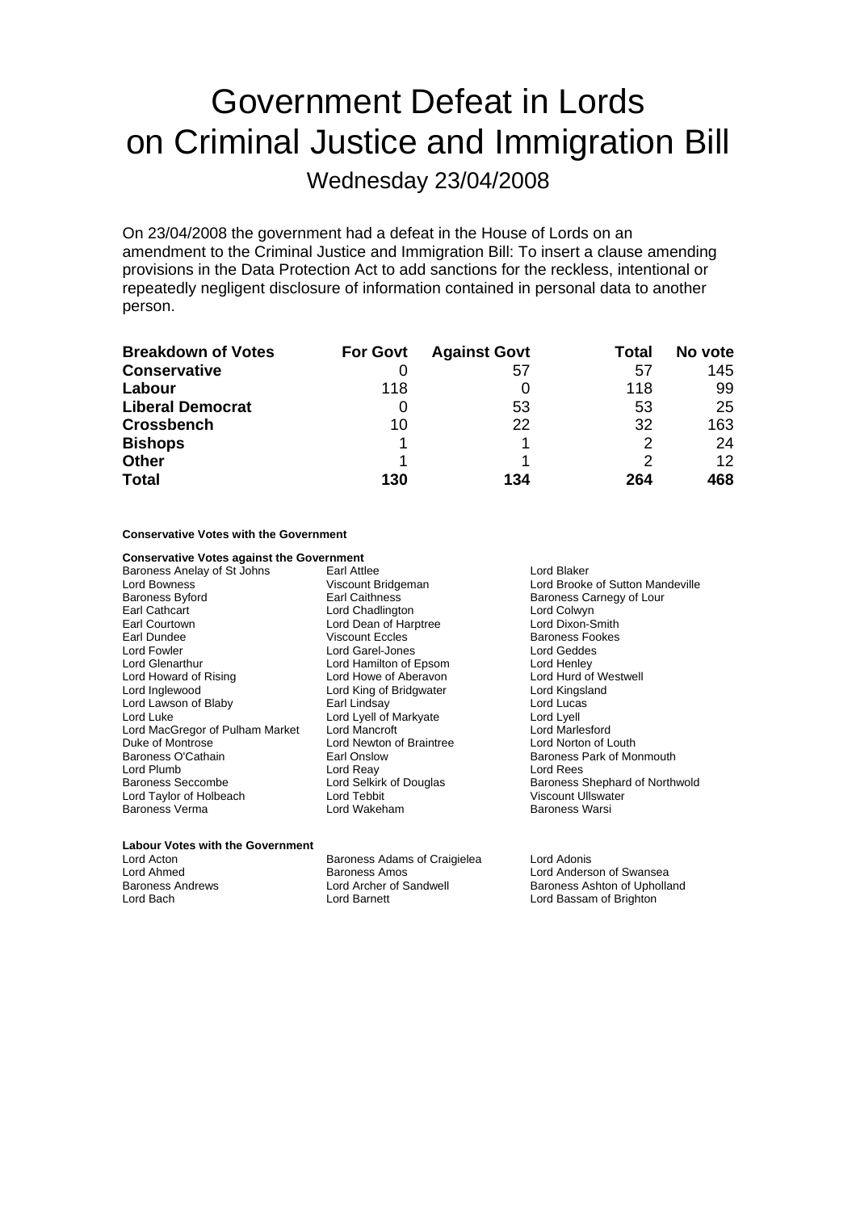# Government Defeat in Lords on Criminal Justice and Immigration Bill

Wednesday 23/04/2008

On 23/04/2008 the government had a defeat in the House of Lords on an amendment to the Criminal Justice and Immigration Bill: To insert a clause amending provisions in the Data Protection Act to add sanctions for the reckless, intentional or repeatedly negligent disclosure of information contained in personal data to another person.

| Breakdown of Votes | For Govt | Against Govt | Total | No vote |
|---|---|---|---|---|
| **Conservative** | 0 | 57 | 57 | 145 |
| **Labour** | 118 | 0 | 118 | 99 |
| **Liberal Democrat** | 0 | 53 | 53 | 25 |
| **Crossbench** | 10 | 22 | 32 | 163 |
| **Bishops** | 1 | 1 | 2 | 24 |
| **Other** | 1 | 1 | 2 | 12 |
| **Total** | **130** | **134** | **264** | **468** |

**Conservative Votes with the Government**

**Conservative Votes against the Government**

Baroness Anelay of St Johns
Earl Attlee
Lord Blaker
Lord Bowness
Viscount Bridgeman
Lord Brooke of Sutton Mandeville
Baroness Byford
Earl Caithness
Baroness Carnegy of Lour
Earl Cathcart
Lord Chadlington
Lord Colwyn
Earl Courtown
Lord Dean of Harptree
Lord Dixon-Smith
Earl Dundee
Viscount Eccles
Baroness Fookes
Lord Fowler
Lord Garel-Jones
Lord Geddes
Lord Glenarthur
Lord Hamilton of Epsom
Lord Henley
Lord Howard of Rising
Lord Howe of Aberavon
Lord Hurd of Westwell
Lord Inglewood
Lord King of Bridgwater
Lord Kingsland
Lord Lawson of Blaby
Earl Lindsay
Lord Lucas
Lord Luke
Lord Lyell of Markyate
Lord Lyell
Lord MacGregor of Pulham Market
Lord Mancroft
Lord Marlesford
Duke of Montrose
Lord Newton of Braintree
Lord Norton of Louth
Baroness O'Cathain
Earl Onslow
Baroness Park of Monmouth
Lord Plumb
Lord Reay
Lord Rees
Baroness Seccombe
Lord Selkirk of Douglas
Baroness Shephard of Northwold
Lord Taylor of Holbeach
Lord Tebbit
Viscount Ullswater
Baroness Verma
Lord Wakeham
Baroness Warsi

**Labour Votes with the Government**

Lord Acton
Baroness Adams of Craigielea
Lord Adonis
Lord Ahmed
Baroness Amos
Lord Anderson of Swansea
Baroness Andrews
Lord Archer of Sandwell
Baroness Ashton of Upholland
Lord Bach
Lord Barnett
Lord Bassam of Brighton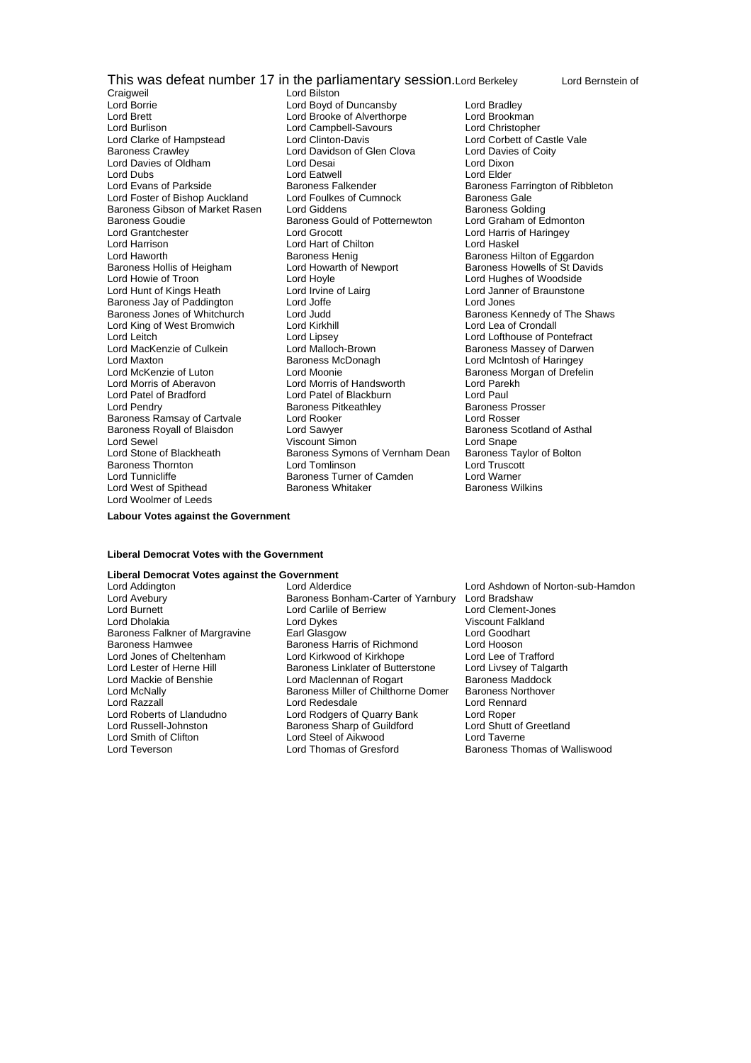This was defeat number 17 in the parliamentary session.

Lord Berkeley, Lord Bernstein of Craigweil, Lord Bilston, Lord Borrie, Lord Boyd of Duncansby, Lord Bradley, Lord Brett, Lord Brooke of Alverthorpe, Lord Brookman, Lord Burlison, Lord Campbell-Savours, Lord Christopher, Lord Clarke of Hampstead, Lord Clinton-Davis, Lord Corbett of Castle Vale, Baroness Crawley, Lord Davidson of Glen Clova, Lord Davies of Coity, Lord Davies of Oldham, Lord Desai, Lord Dixon, Lord Dubs, Lord Eatwell, Lord Elder, Lord Evans of Parkside, Baroness Falkender, Baroness Farrington of Ribbleton, Lord Foster of Bishop Auckland, Lord Foulkes of Cumnock, Baroness Gale, Baroness Gibson of Market Rasen, Lord Giddens, Baroness Golding, Baroness Goudie, Baroness Gould of Potternewton, Lord Graham of Edmonton, Lord Grantchester, Lord Grocott, Lord Harris of Haringey, Lord Harrison, Lord Hart of Chilton, Lord Haskel, Lord Haworth, Baroness Henig, Baroness Hilton of Eggardon, Baroness Hollis of Heigham, Lord Howarth of Newport, Baroness Howells of St Davids, Lord Howie of Troon, Lord Hoyle, Lord Hughes of Woodside, Lord Hunt of Kings Heath, Lord Irvine of Lairg, Lord Janner of Braunstone, Baroness Jay of Paddington, Lord Joffe, Lord Jones, Baroness Jones of Whitchurch, Lord Judd, Baroness Kennedy of The Shaws, Lord King of West Bromwich, Lord Kirkhill, Lord Lea of Crondall, Lord Leitch, Lord Lipsey, Lord Lofthouse of Pontefract, Lord MacKenzie of Culkein, Lord Malloch-Brown, Baroness Massey of Darwen, Lord Maxton, Baroness McDonagh, Lord McIntosh of Haringey, Lord McKenzie of Luton, Lord Moonie, Baroness Morgan of Drefelin, Lord Morris of Aberavon, Lord Morris of Handsworth, Lord Parekh, Lord Patel of Bradford, Lord Patel of Blackburn, Lord Paul, Lord Pendry, Baroness Pitkeathley, Baroness Prosser, Baroness Ramsay of Cartvale, Lord Rooker, Lord Rosser, Baroness Royall of Blaisdon, Lord Sawyer, Baroness Scotland of Asthal, Lord Sewel, Viscount Simon, Lord Snape, Lord Stone of Blackheath, Baroness Symons of Vernham Dean, Baroness Taylor of Bolton, Baroness Thornton, Lord Tomlinson, Lord Truscott, Lord Tunnicliffe, Baroness Turner of Camden, Lord Warner, Lord West of Spithead, Baroness Whitaker, Baroness Wilkins, Lord Woolmer of Leeds

**Labour Votes against the Government**

**Liberal Democrat Votes with the Government**

**Liberal Democrat Votes against the Government**

Lord Addington, Lord Alderdice, Lord Ashdown of Norton-sub-Hamdon, Lord Avebury, Baroness Bonham-Carter of Yarnbury, Lord Bradshaw, Lord Burnett, Lord Carlile of Berriew, Lord Clement-Jones, Lord Dholakia, Lord Dykes, Viscount Falkland, Baroness Falkner of Margravine, Earl Glasgow, Lord Goodhart, Baroness Hamwee, Baroness Harris of Richmond, Lord Hooson, Lord Jones of Cheltenham, Lord Kirkwood of Kirkhope, Lord Lee of Trafford, Lord Lester of Herne Hill, Baroness Linklater of Butterstone, Lord Livsey of Talgarth, Lord Mackie of Benshie, Lord Maclennan of Rogart, Baroness Maddock, Lord McNally, Baroness Miller of Chilthorne Domer, Baroness Northover, Lord Razzall, Lord Redesdale, Lord Rennard, Lord Roberts of Llandudno, Lord Rodgers of Quarry Bank, Lord Roper, Lord Russell-Johnston, Baroness Sharp of Guildford, Lord Shutt of Greetland, Lord Smith of Clifton, Lord Steel of Aikwood, Lord Taverne, Lord Teverson, Lord Thomas of Gresford, Baroness Thomas of Walliswood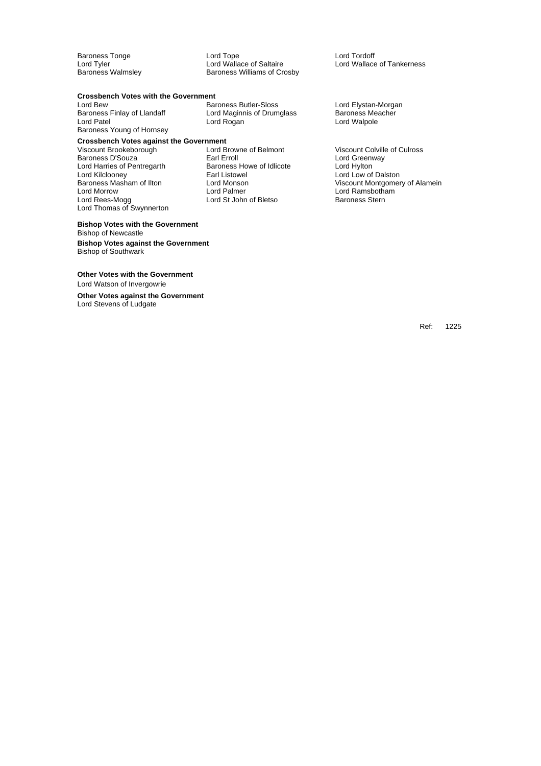Baroness Tonge
Lord Tope
Lord Tordoff
Lord Tyler
Lord Wallace of Saltaire
Lord Wallace of Tankerness
Baroness Walmsley
Baroness Williams of Crosby

**Crossbench Votes with the Government**

Lord Bew
Baroness Butler-Sloss
Lord Elystan-Morgan
Baroness Finlay of Llandaff
Lord Maginnis of Drumglass
Baroness Meacher
Lord Patel
Lord Rogan
Lord Walpole
Baroness Young of Hornsey

**Crossbench Votes against the Government**

Viscount Brookeborough
Lord Browne of Belmont
Viscount Colville of Culross
Baroness D'Souza
Earl Erroll
Lord Greenway
Lord Harries of Pentregarth
Baroness Howe of Idlicote
Lord Hylton
Lord Kilclooney
Earl Listowel
Lord Low of Dalston
Baroness Masham of Ilton
Lord Monson
Viscount Montgomery of Alamein
Lord Morrow
Lord Palmer
Lord Ramsbotham
Lord Rees-Mogg
Lord St John of Bletso
Baroness Stern
Lord Thomas of Swynnerton

**Bishop Votes with the Government**

Bishop of Newcastle

**Bishop Votes against the Government**

Bishop of Southwark

**Other Votes with the Government**

Lord Watson of Invergowrie

**Other Votes against the Government**

Lord Stevens of Ludgate

Ref: 1225